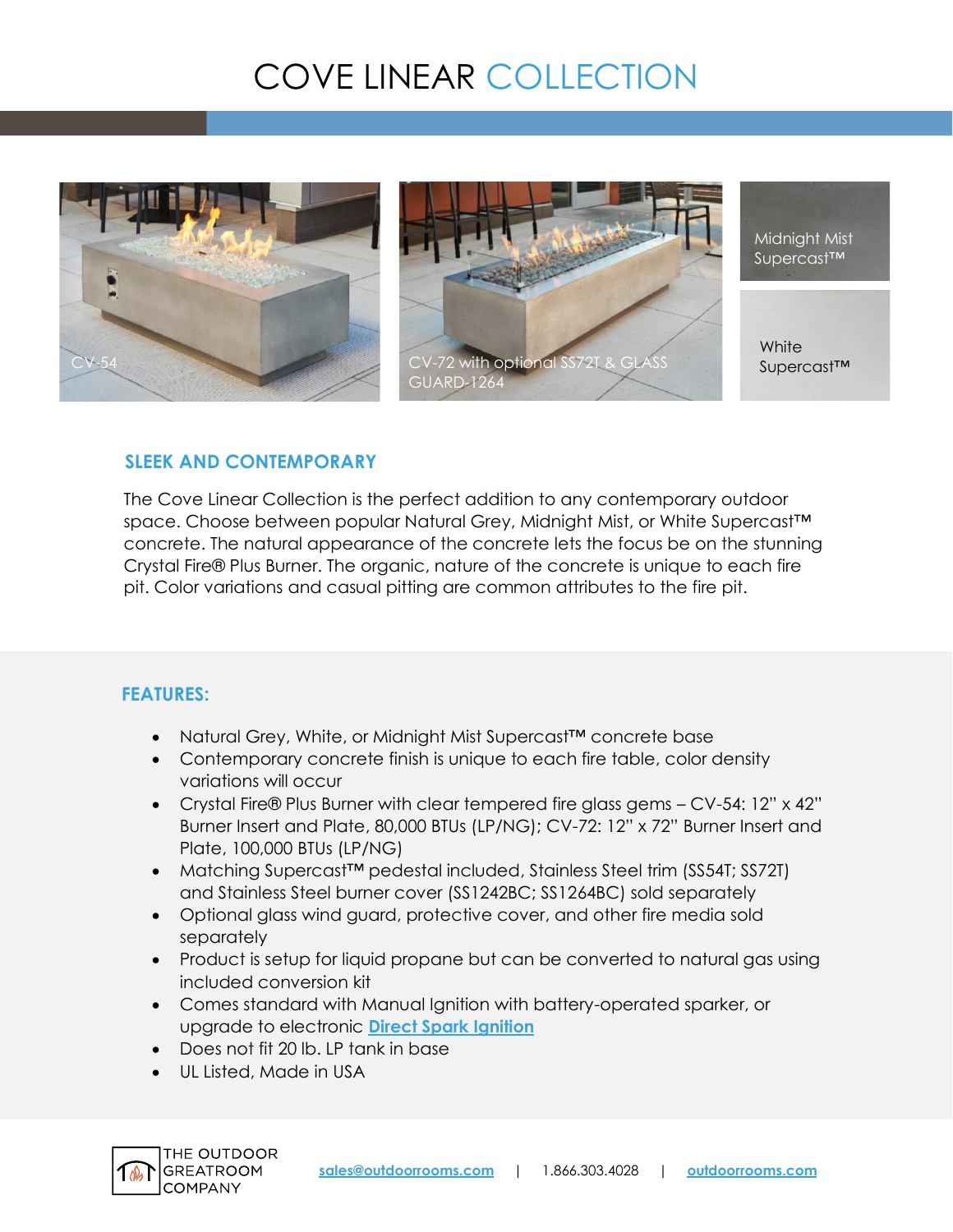# COVE LINEAR COLLECTION

CV-54

CV-72 with optional SS72T & GLASS GUARD-1264

Midnight Mist Supercast™

White Supercast™

## SLEEK AND CONTEMPORARY

The Cove Linear Collection is the perfect addition to any contemporary outdoor space. Choose between popular Natural Grey, Midnight Mist, or White Supercast™ concrete. The natural appearance of the concrete lets the focus be on the stunning Crystal Fire® Plus Burner. The organic, nature of the concrete is unique to each fire pit. Color variations and casual pitting are common attributes to the fire pit.

## FEATURES:

- Natural Grey, White, or Midnight Mist Supercast™ concrete base
- Contemporary concrete finish is unique to each fire table, color density variations will occur
- Crystal Fire® Plus Burner with clear tempered fire glass gems – CV-54: 12" x 42" Burner Insert and Plate, 80,000 BTUs (LP/NG); CV-72: 12" x 72" Burner Insert and Plate, 100,000 BTUs (LP/NG)
- Matching Supercast™ pedestal included, Stainless Steel trim (SS54T; SS72T) and Stainless Steel burner cover (SS1242BC; SS1264BC) sold separately
- Optional glass wind guard, protective cover, and other fire media sold separately
- Product is setup for liquid propane but can be converted to natural gas using included conversion kit
- Comes standard with Manual Ignition with battery-operated sparker, or upgrade to electronic Direct Spark Ignition
- Does not fit 20 lb. LP tank in base
- UL Listed, Made in USA

THE OUTDOOR GREATROOM COMPANY

sales@outdoorrooms.com | 1.866.303.4028 | outdoorrooms.com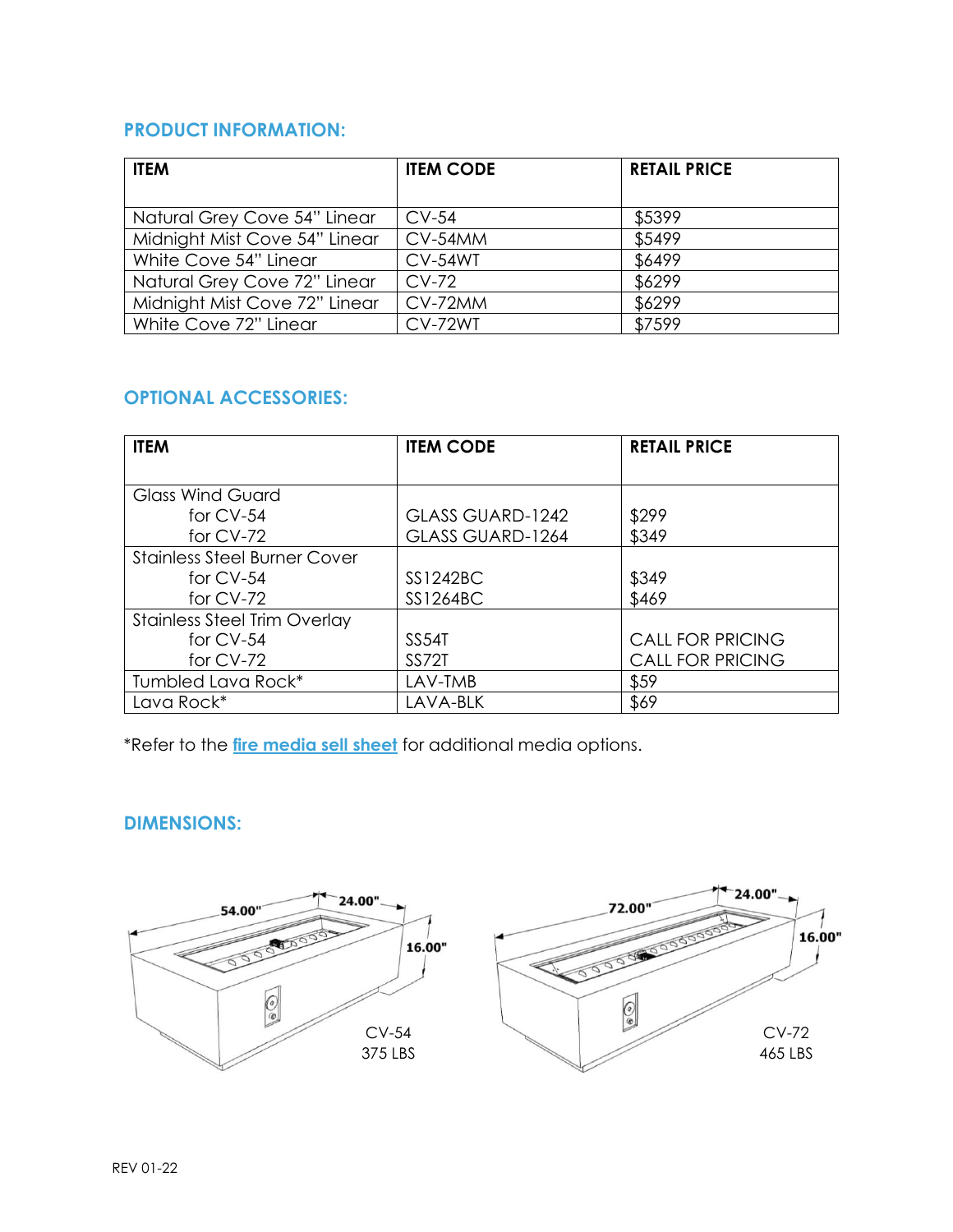## PRODUCT INFORMATION:

| ITEM | ITEM CODE | RETAIL PRICE |
|---|---|---|
| Natural Grey Cove 54" Linear | CV-54 | $5399 |
| Midnight Mist Cove 54" Linear | CV-54MM | $5499 |
| White Cove 54" Linear | CV-54WT | $6499 |
| Natural Grey Cove 72" Linear | CV-72 | $6299 |
| Midnight Mist Cove 72" Linear | CV-72MM | $6299 |
| White Cove 72" Linear | CV-72WT | $7599 |

## OPTIONAL ACCESSORIES:

| ITEM | ITEM CODE | RETAIL PRICE |
|---|---|---|
| Glass Wind Guard | | |
| for CV-54 | GLASS GUARD-1242 | $299 |
| for CV-72 | GLASS GUARD-1264 | $349 |
| Stainless Steel Burner Cover | | |
| for CV-54 | SS1242BC | $349 |
| for CV-72 | SS1264BC | $469 |
| Stainless Steel Trim Overlay | | |
| for CV-54 | SS54T | CALL FOR PRICING |
| for CV-72 | SS72T | CALL FOR PRICING |
| Tumbled Lava Rock* | LAV-TMB | $59 |
| Lava Rock* | LAVA-BLK | $69 |

*Refer to the **fire media sell sheet** for additional media options.

## DIMENSIONS:

54.00"
24.00"
16.00"
CV-54
375 LBS

72.00"
24.00"
16.00"
CV-72
465 LBS

REV 01-22